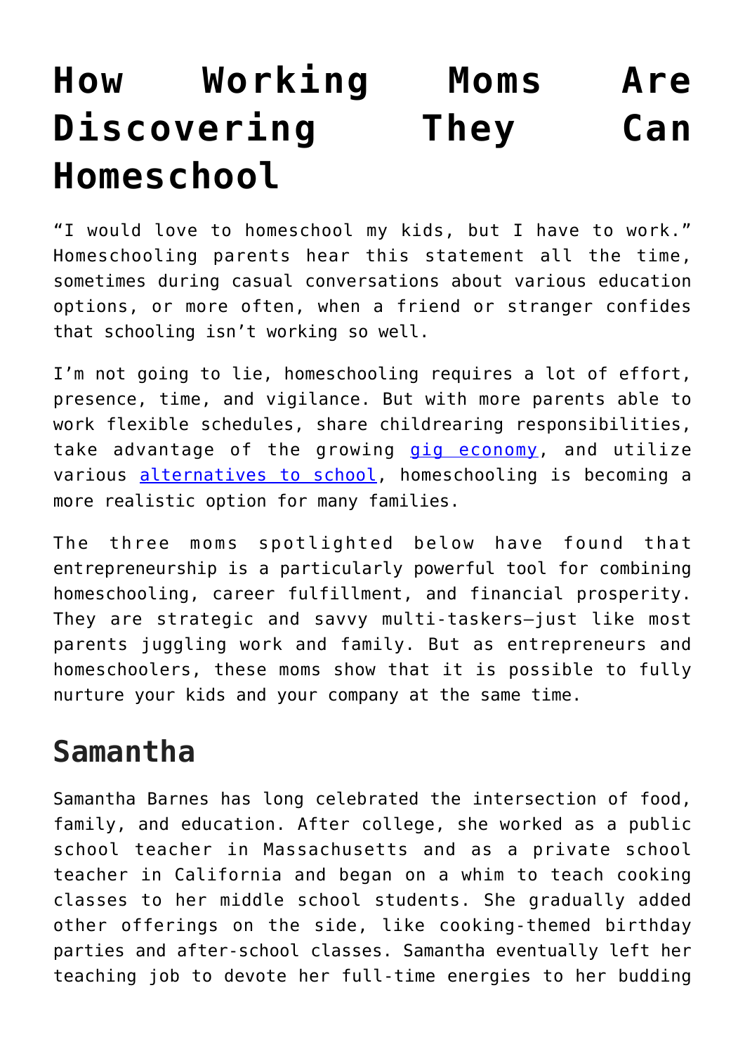# How Working Moms Are Discovering They Can Homeschool

"I would love to homeschool my kids, but I have to work." Homeschooling parents hear this statement all the time, sometimes during casual conversations about various education options, or more often, when a friend or stranger confides that schooling isn't working so well.

I'm not going to lie, homeschooling requires a lot of effort, presence, time, and vigilance. But with more parents able to work flexible schedules, share childrearing responsibilities, take advantage of the growing [gig economy](), and utilize various [alternatives to school](), homeschooling is becoming a more realistic option for many families.

The three moms spotlighted below have found that entrepreneurship is a particularly powerful tool for combining homeschooling, career fulfillment, and financial prosperity. They are strategic and savvy multi-taskers—just like most parents juggling work and family. But as entrepreneurs and homeschoolers, these moms show that it is possible to fully nurture your kids and your company at the same time.

## Samantha

Samantha Barnes has long celebrated the intersection of food, family, and education. After college, she worked as a public school teacher in Massachusetts and as a private school teacher in California and began on a whim to teach cooking classes to her middle school students. She gradually added other offerings on the side, like cooking-themed birthday parties and after-school classes. Samantha eventually left her teaching job to devote her full-time energies to her budding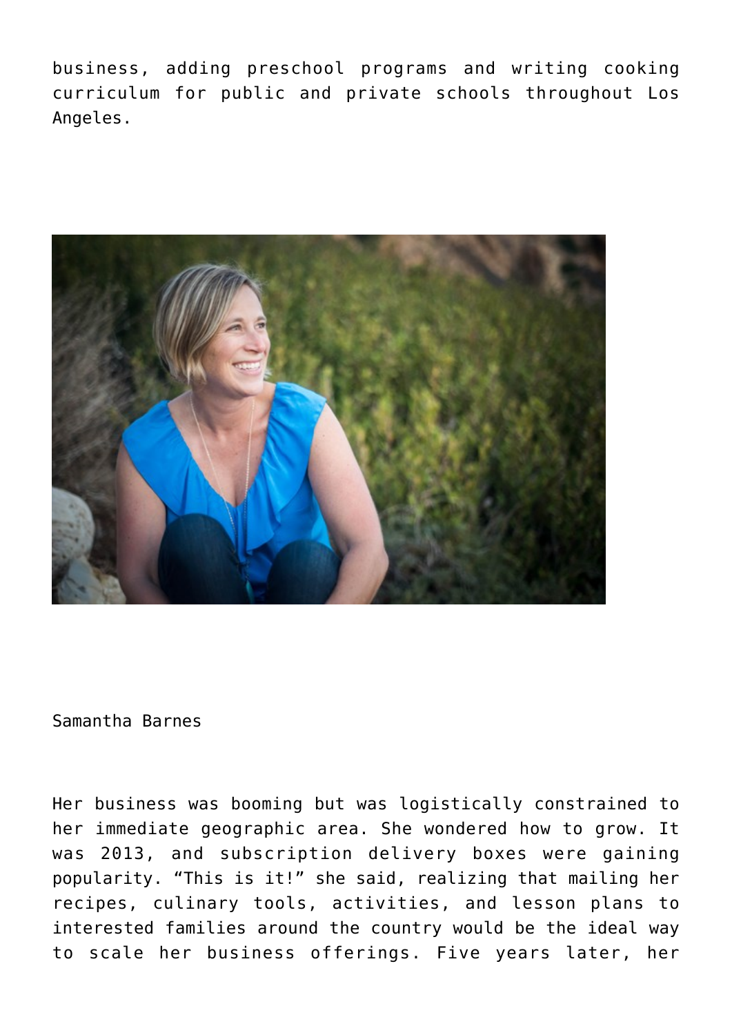business, adding preschool programs and writing cooking curriculum for public and private schools throughout Los Angeles.

Samantha Barnes

Her business was booming but was logistically constrained to her immediate geographic area. She wondered how to grow. It was 2013, and subscription delivery boxes were gaining popularity. “This is it!” she said, realizing that mailing her recipes, culinary tools, activities, and lesson plans to interested families around the country would be the ideal way to scale her business offerings. Five years later, her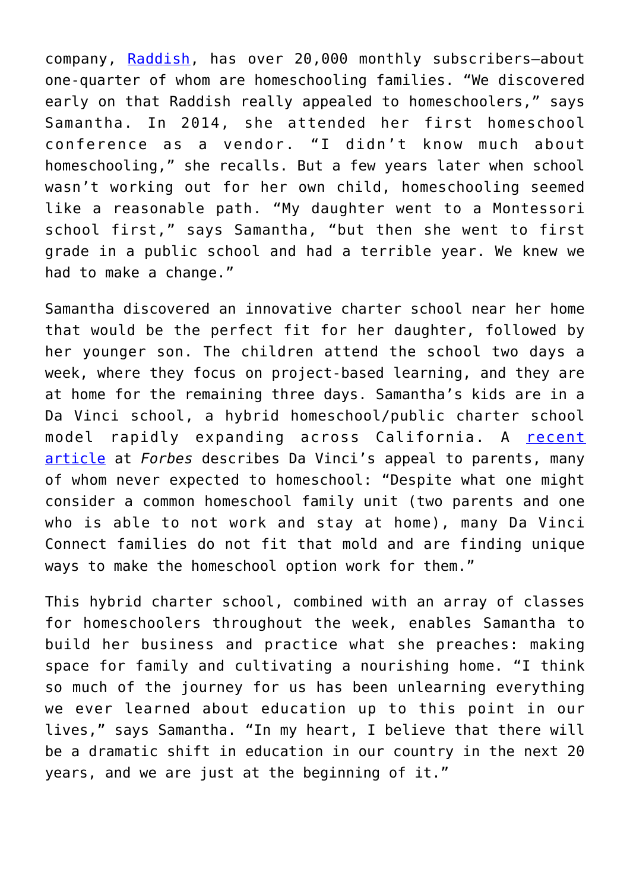company, [Raddish](), has over 20,000 monthly subscribers—about one-quarter of whom are homeschooling families. “We discovered early on that Raddish really appealed to homeschoolers,” says Samantha. In 2014, she attended her first homeschool conference as a vendor. “I didn’t know much about homeschooling,” she recalls. But a few years later when school wasn’t working out for her own child, homeschooling seemed like a reasonable path. “My daughter went to a Montessori school first,” says Samantha, “but then she went to first grade in a public school and had a terrible year. We knew we had to make a change.”

Samantha discovered an innovative charter school near her home that would be the perfect fit for her daughter, followed by her younger son. The children attend the school two days a week, where they focus on project-based learning, and they are at home for the remaining three days. Samantha’s kids are in a Da Vinci school, a hybrid homeschool/public charter school model rapidly expanding across California. A [recent article]() at *Forbes* describes Da Vinci’s appeal to parents, many of whom never expected to homeschool: “Despite what one might consider a common homeschool family unit (two parents and one who is able to not work and stay at home), many Da Vinci Connect families do not fit that mold and are finding unique ways to make the homeschool option work for them.”

This hybrid charter school, combined with an array of classes for homeschoolers throughout the week, enables Samantha to build her business and practice what she preaches: making space for family and cultivating a nourishing home. “I think so much of the journey for us has been unlearning everything we ever learned about education up to this point in our lives,” says Samantha. “In my heart, I believe that there will be a dramatic shift in education in our country in the next 20 years, and we are just at the beginning of it.”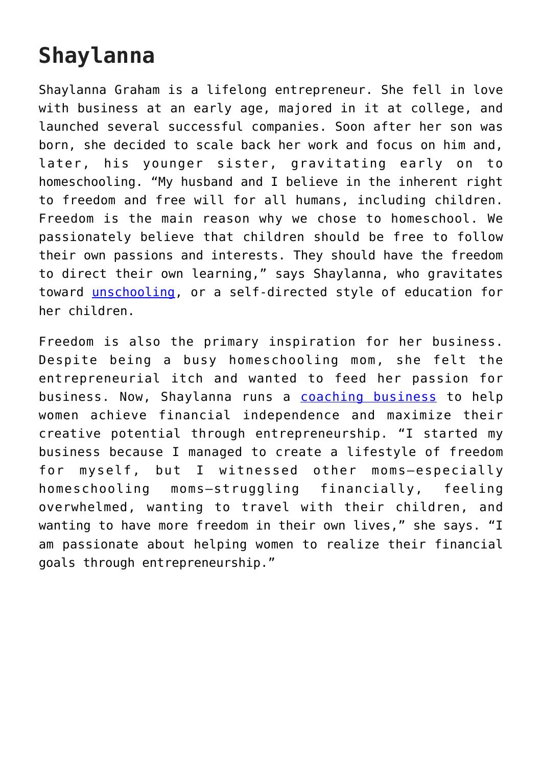## Shaylanna

Shaylanna Graham is a lifelong entrepreneur. She fell in love with business at an early age, majored in it at college, and launched several successful companies. Soon after her son was born, she decided to scale back her work and focus on him and, later, his younger sister, gravitating early on to homeschooling. “My husband and I believe in the inherent right to freedom and free will for all humans, including children. Freedom is the main reason why we chose to homeschool. We passionately believe that children should be free to follow their own passions and interests. They should have the freedom to direct their own learning,” says Shaylanna, who gravitates toward unschooling, or a self-directed style of education for her children.

Freedom is also the primary inspiration for her business. Despite being a busy homeschooling mom, she felt the entrepreneurial itch and wanted to feed her passion for business. Now, Shaylanna runs a coaching business to help women achieve financial independence and maximize their creative potential through entrepreneurship. “I started my business because I managed to create a lifestyle of freedom for myself, but I witnessed other moms—especially homeschooling moms—struggling financially, feeling overwhelmed, wanting to travel with their children, and wanting to have more freedom in their own lives,” she says. “I am passionate about helping women to realize their financial goals through entrepreneurship.”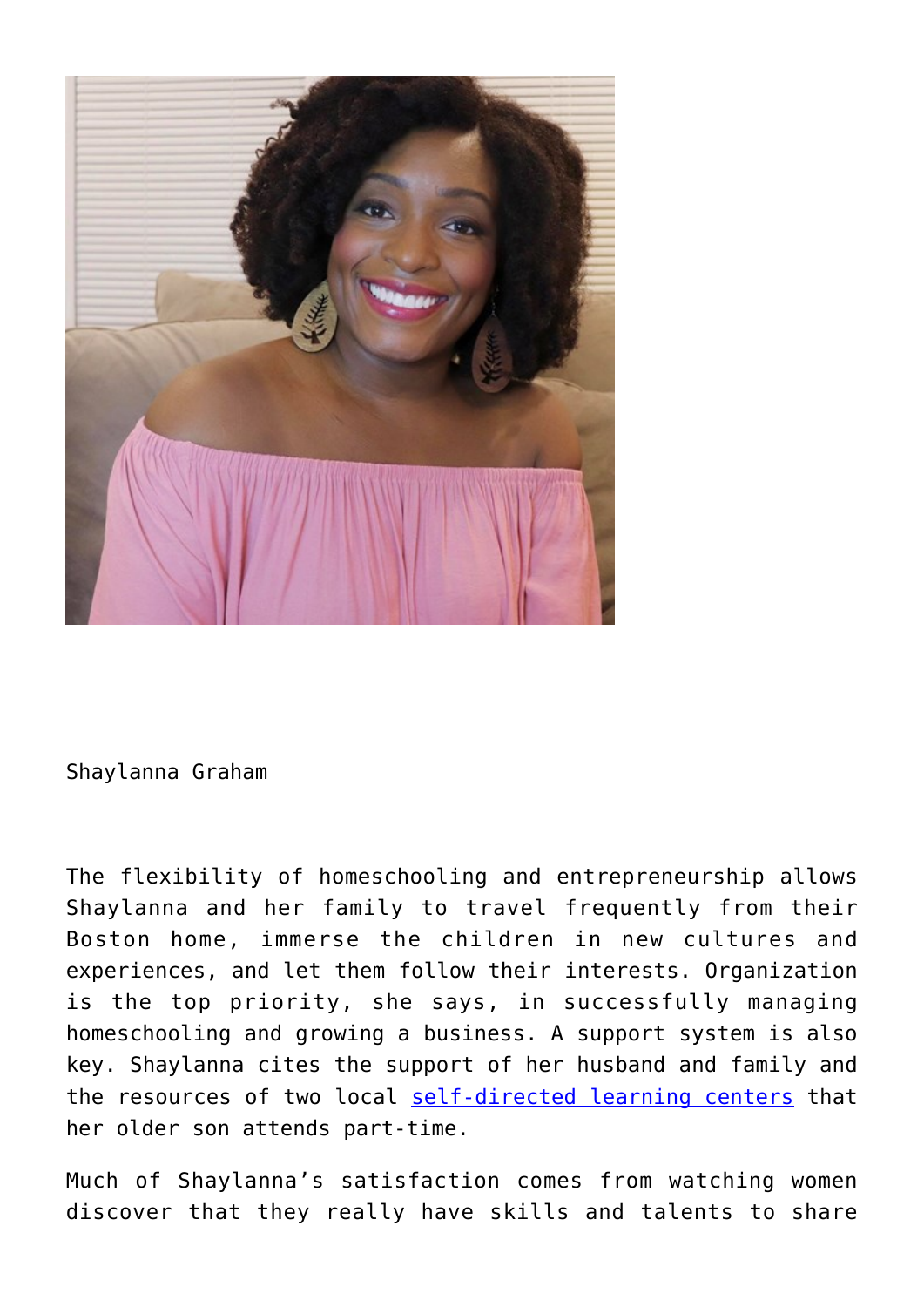Shaylanna Graham

The flexibility of homeschooling and entrepreneurship allows Shaylanna and her family to travel frequently from their Boston home, immerse the children in new cultures and experiences, and let them follow their interests. Organization is the top priority, she says, in successfully managing homeschooling and growing a business. A support system is also key. Shaylanna cites the support of her husband and family and the resources of two local self-directed learning centers that her older son attends part-time.

Much of Shaylanna's satisfaction comes from watching women discover that they really have skills and talents to share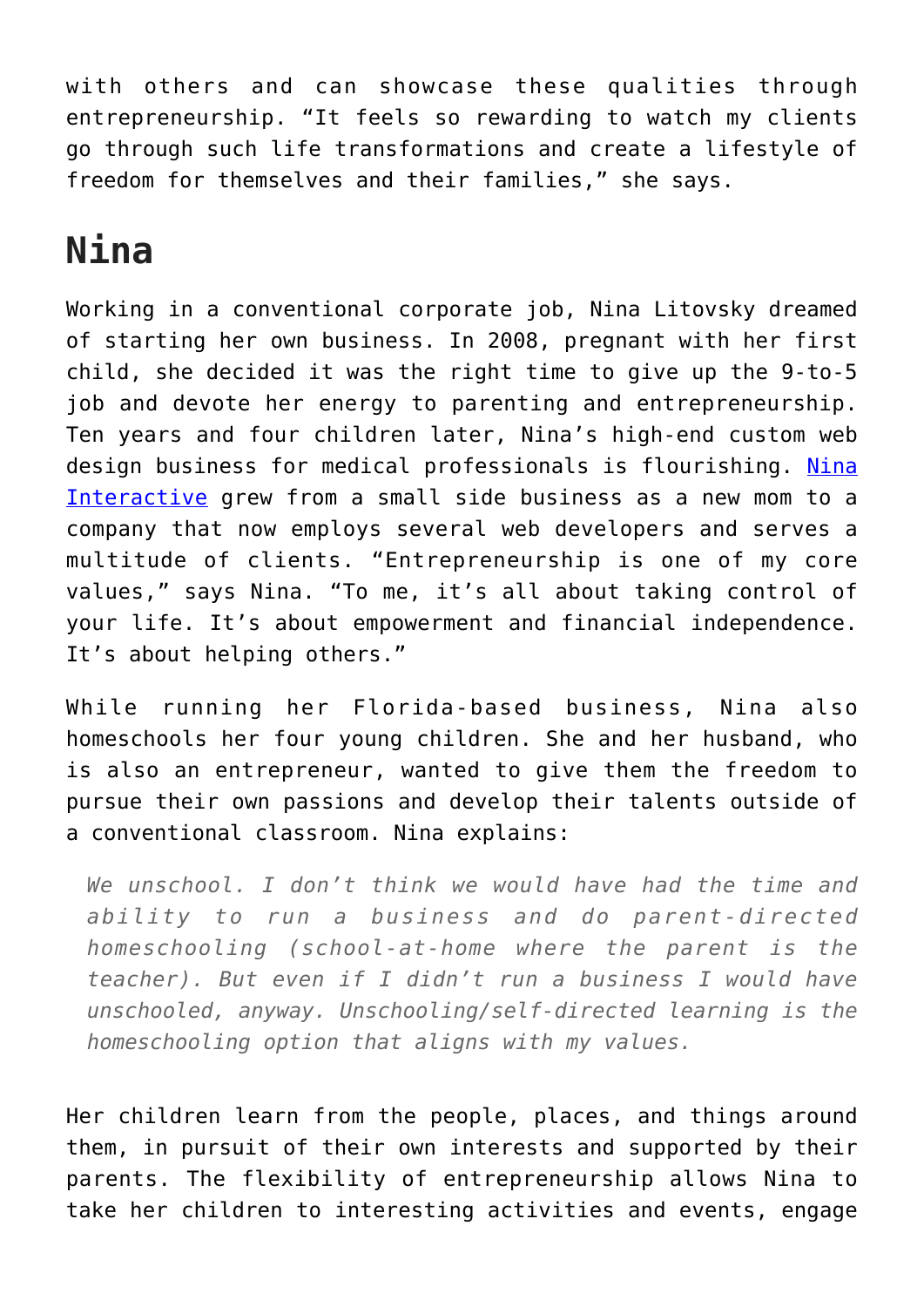with others and can showcase these qualities through entrepreneurship. "It feels so rewarding to watch my clients go through such life transformations and create a lifestyle of freedom for themselves and their families," she says.

## Nina

Working in a conventional corporate job, Nina Litovsky dreamed of starting her own business. In 2008, pregnant with her first child, she decided it was the right time to give up the 9-to-5 job and devote her energy to parenting and entrepreneurship. Ten years and four children later, Nina's high-end custom web design business for medical professionals is flourishing. Nina Interactive grew from a small side business as a new mom to a company that now employs several web developers and serves a multitude of clients. "Entrepreneurship is one of my core values," says Nina. "To me, it's all about taking control of your life. It's about empowerment and financial independence. It's about helping others."

While running her Florida-based business, Nina also homeschools her four young children. She and her husband, who is also an entrepreneur, wanted to give them the freedom to pursue their own passions and develop their talents outside of a conventional classroom. Nina explains:

> *We unschool. I don't think we would have had the time and ability to run a business and do parent-directed homeschooling (school-at-home where the parent is the teacher). But even if I didn't run a business I would have unschooled, anyway. Unschooling/self-directed learning is the homeschooling option that aligns with my values.*

Her children learn from the people, places, and things around them, in pursuit of their own interests and supported by their parents. The flexibility of entrepreneurship allows Nina to take her children to interesting activities and events, engage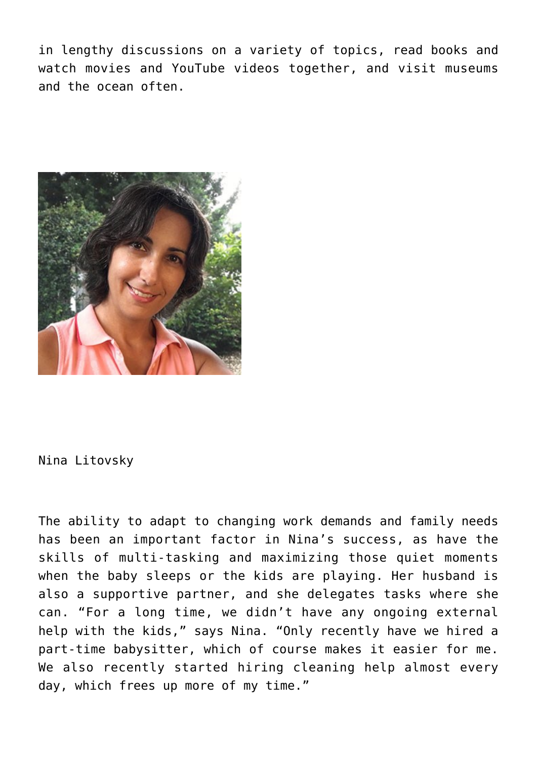in lengthy discussions on a variety of topics, read books and watch movies and YouTube videos together, and visit museums and the ocean often.

Nina Litovsky

The ability to adapt to changing work demands and family needs has been an important factor in Nina's success, as have the skills of multi-tasking and maximizing those quiet moments when the baby sleeps or the kids are playing. Her husband is also a supportive partner, and she delegates tasks where she can. "For a long time, we didn't have any ongoing external help with the kids," says Nina. "Only recently have we hired a part-time babysitter, which of course makes it easier for me. We also recently started hiring cleaning help almost every day, which frees up more of my time."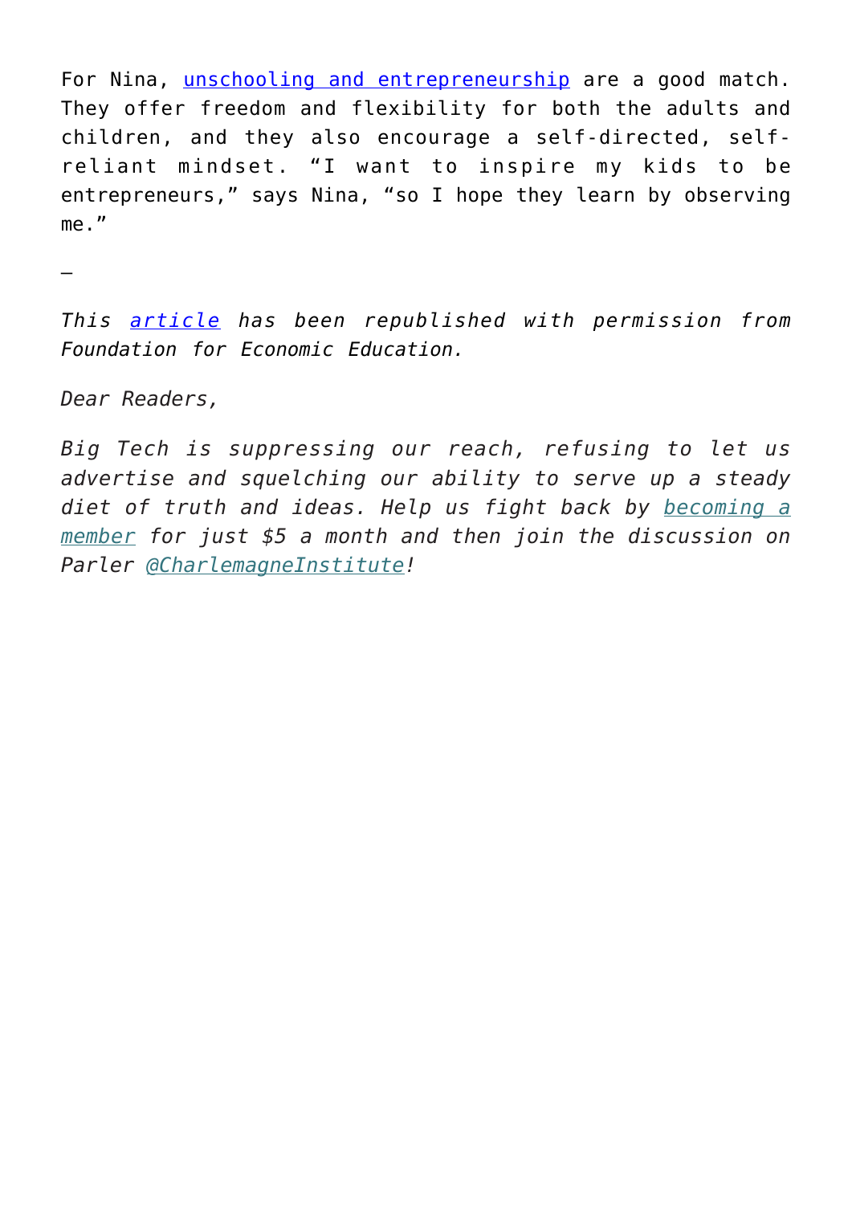For Nina, unschooling and entrepreneurship are a good match. They offer freedom and flexibility for both the adults and children, and they also encourage a self-directed, self-reliant mindset. “I want to inspire my kids to be entrepreneurs,” says Nina, “so I hope they learn by observing me.”

—

*This article has been republished with permission from Foundation for Economic Education.*

*Dear Readers,*

*Big Tech is suppressing our reach, refusing to let us advertise and squelching our ability to serve up a steady diet of truth and ideas. Help us fight back by becoming a member for just $5 a month and then join the discussion on Parler @CharlemagneInstitute!*